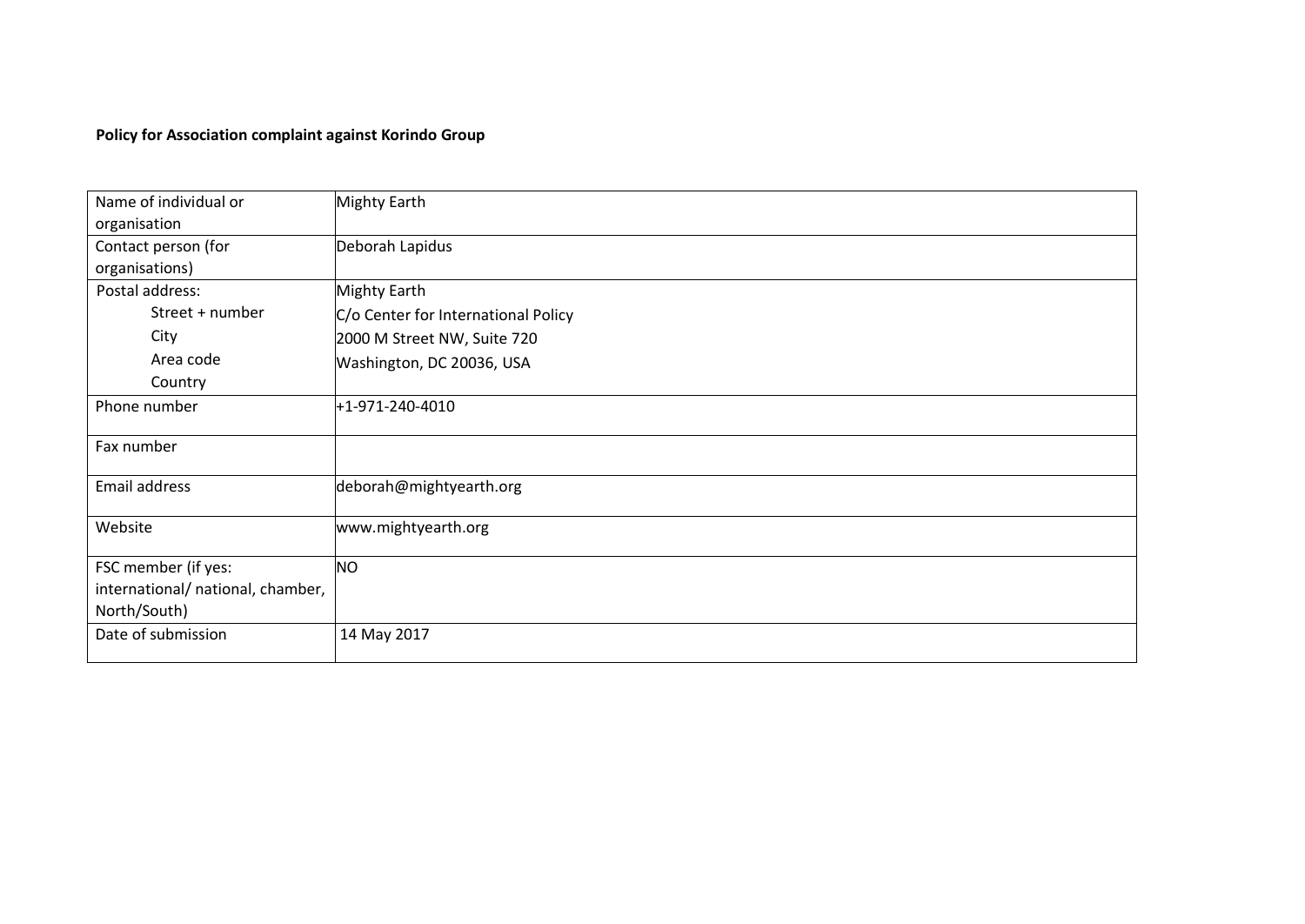**Policy for Association complaint against Korindo Group**

| | |
|---|---|
| Name of individual or organisation | Mighty Earth |
| Contact person (for organisations) | Deborah Lapidus |
| Postal address:<br>Street + number<br>City<br>Area code<br>Country | Mighty Earth<br>C/o Center for International Policy<br>2000 M Street NW, Suite 720<br>Washington, DC 20036, USA |
| Phone number | +1-971-240-4010 |
| Fax number | |
| Email address | deborah@mightyearth.org |
| Website | www.mightyearth.org |
| FSC member (if yes: international/ national, chamber, North/South) | NO |
| Date of submission | 14 May 2017 |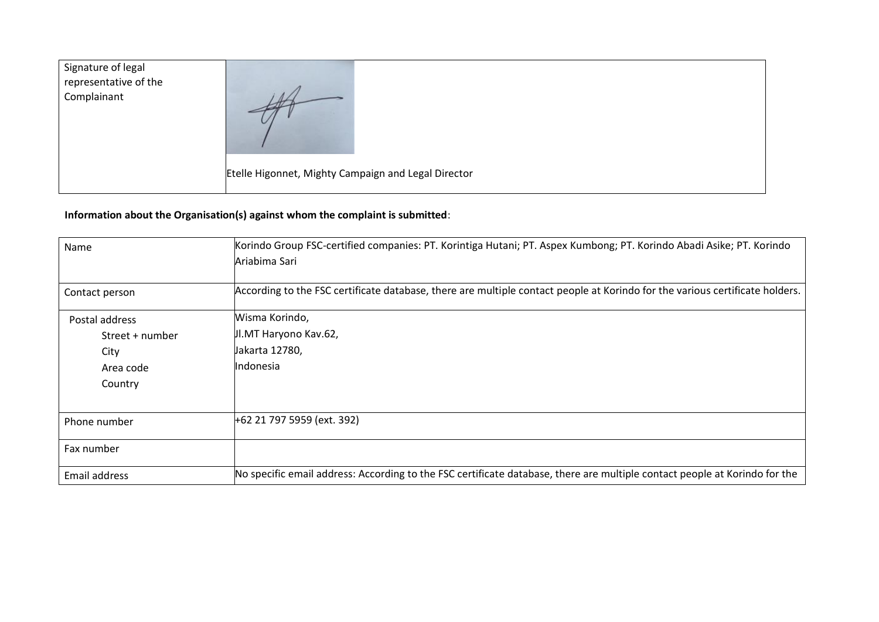| Signature of legal representative of the Complainant | Etelle Higonnet, Mighty Campaign and Legal Director |
|---|---|

**Information about the Organisation(s) against whom the complaint is submitted**:

| Name | Korindo Group FSC-certified companies: PT. Korintiga Hutani; PT. Aspex Kumbong; PT. Korindo Abadi Asike; PT. Korindo Ariabima Sari |
|---|---|
| Contact person | According to the FSC certificate database, there are multiple contact people at Korindo for the various certificate holders. |
| Postal address<br>Street + number<br>City<br>Area code<br>Country | Wisma Korindo,<br>Jl.MT Haryono Kav.62,<br>Jakarta 12780,<br>Indonesia |
| Phone number | +62 21 797 5959 (ext. 392) |
| Fax number | |
| Email address | No specific email address: According to the FSC certificate database, there are multiple contact people at Korindo for the |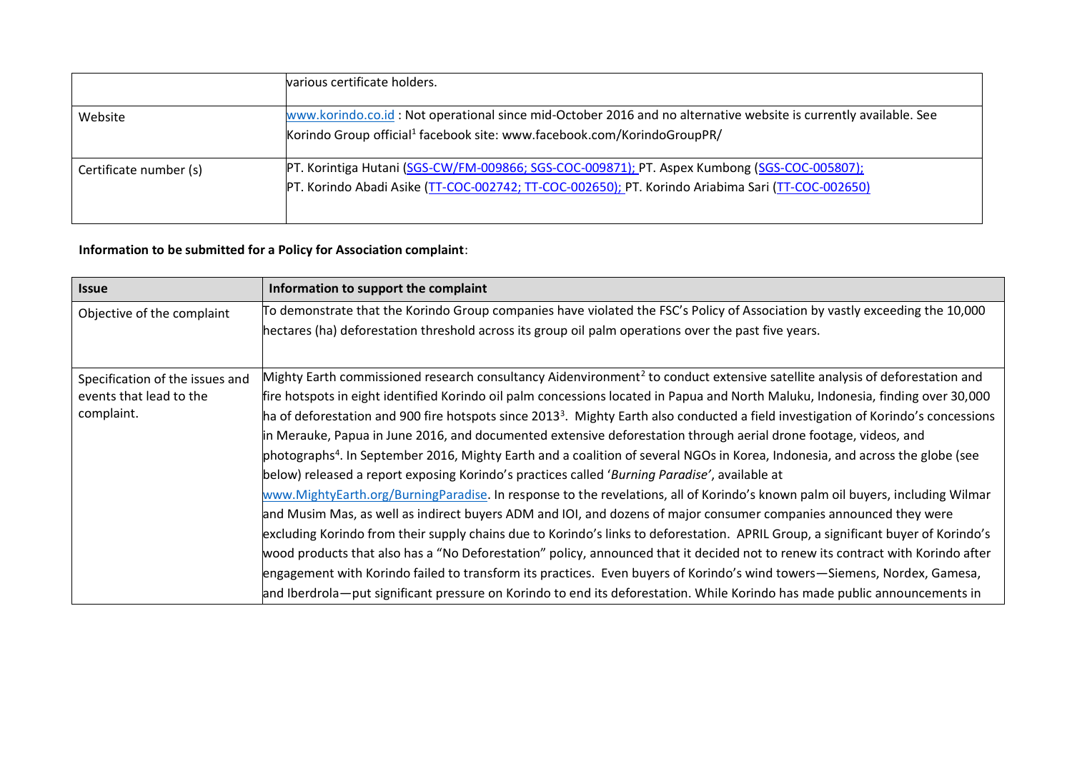| | |
|---|---|
| | various certificate holders. |
| Website | www.korindo.co.id : Not operational since mid-October 2016 and no alternative website is currently available. See Korindo Group official[1] facebook site: www.facebook.com/KorindoGroupPR/ |
| Certificate number (s) | PT. Korintiga Hutani (SGS-CW/FM-009866; SGS-COC-009871); PT. Aspex Kumbong (SGS-COC-005807); PT. Korindo Abadi Asike (TT-COC-002742; TT-COC-002650); PT. Korindo Ariabima Sari (TT-COC-002650) |

**Information to be submitted for a Policy for Association complaint**:

| Issue | Information to support the complaint |
|---|---|
| Objective of the complaint | To demonstrate that the Korindo Group companies have violated the FSC's Policy of Association by vastly exceeding the 10,000 hectares (ha) deforestation threshold across its group oil palm operations over the past five years. |
| Specification of the issues and events that lead to the complaint. | Mighty Earth commissioned research consultancy Aidenvironment[2] to conduct extensive satellite analysis of deforestation and fire hotspots in eight identified Korindo oil palm concessions located in Papua and North Maluku, Indonesia, finding over 30,000 ha of deforestation and 900 fire hotspots since 2013[3]. Mighty Earth also conducted a field investigation of Korindo's concessions in Merauke, Papua in June 2016, and documented extensive deforestation through aerial drone footage, videos, and photographs[4]. In September 2016, Mighty Earth and a coalition of several NGOs in Korea, Indonesia, and across the globe (see below) released a report exposing Korindo's practices called '*Burning Paradise'*, available at www.MightyEarth.org/BurningParadise. In response to the revelations, all of Korindo's known palm oil buyers, including Wilmar and Musim Mas, as well as indirect buyers ADM and IOI, and dozens of major consumer companies announced they were excluding Korindo from their supply chains due to Korindo's links to deforestation. APRIL Group, a significant buyer of Korindo's wood products that also has a "No Deforestation" policy, announced that it decided not to renew its contract with Korindo after engagement with Korindo failed to transform its practices. Even buyers of Korindo's wind towers—Siemens, Nordex, Gamesa, and Iberdrola—put significant pressure on Korindo to end its deforestation. While Korindo has made public announcements in |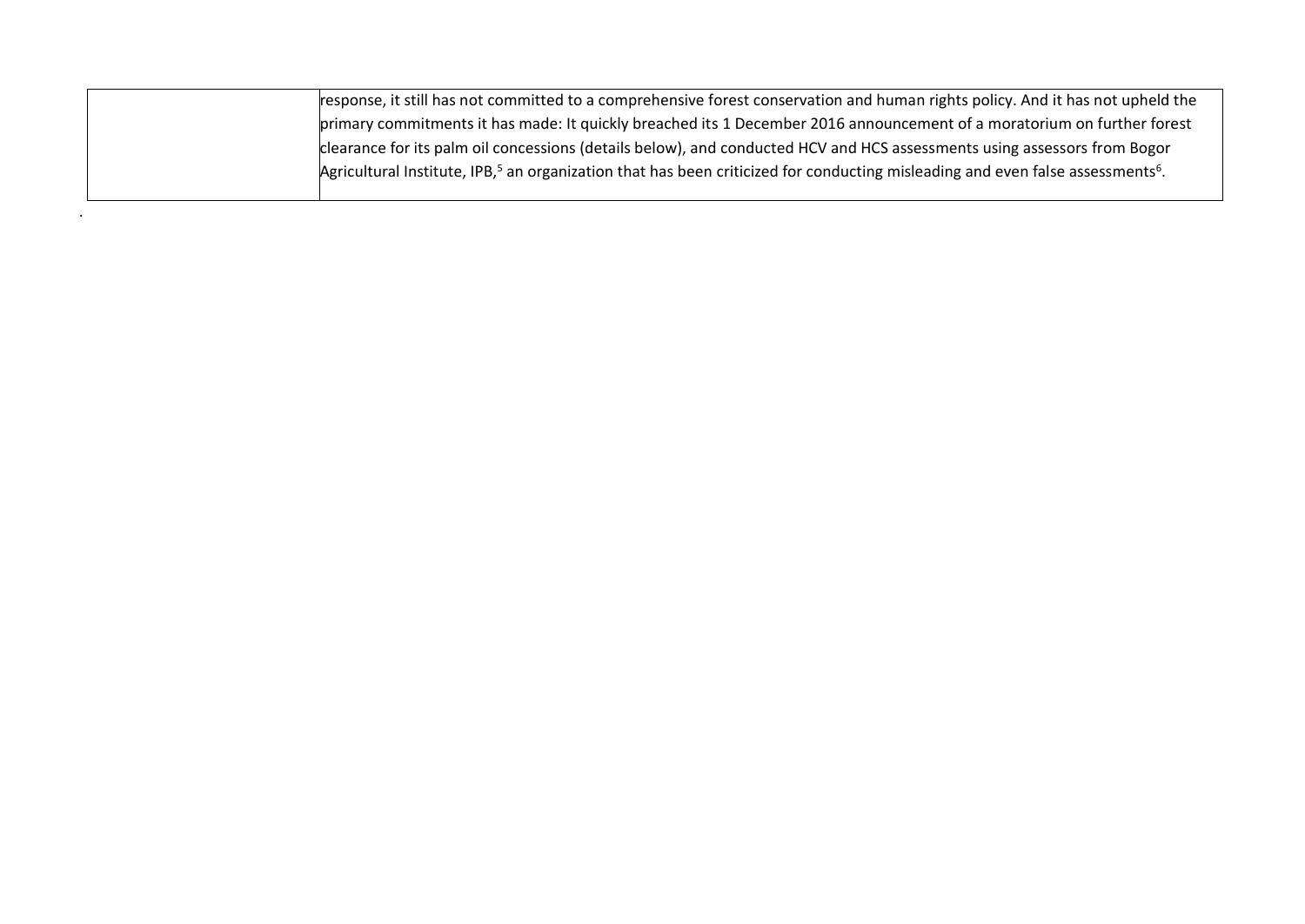| | |
|---|---|
| | response, it still has not committed to a comprehensive forest conservation and human rights policy. And it has not upheld the primary commitments it has made: It quickly breached its 1 December 2016 announcement of a moratorium on further forest clearance for its palm oil concessions (details below), and conducted HCV and HCS assessments using assessors from Bogor Agricultural Institute, IPB,[5] an organization that has been criticized for conducting misleading and even false assessments[6]. |

.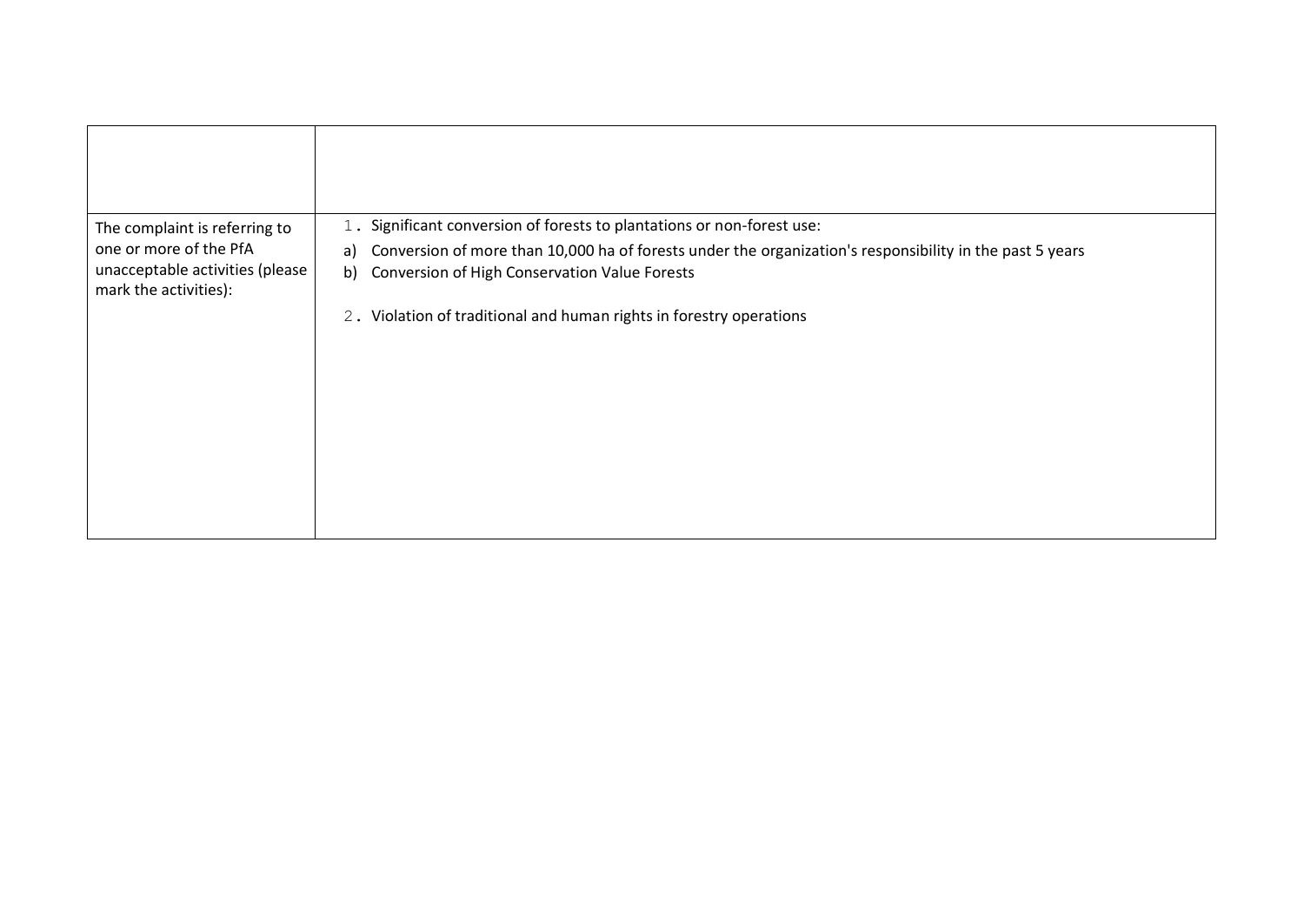| | |
|---|---|
| | |
| The complaint is referring to one or more of the PfA unacceptable activities (please mark the activities): | 1. Significant conversion of forests to plantations or non-forest use:<br>a) Conversion of more than 10,000 ha of forests under the organization's responsibility in the past 5 years<br>b) Conversion of High Conservation Value Forests<br><br>2. Violation of traditional and human rights in forestry operations |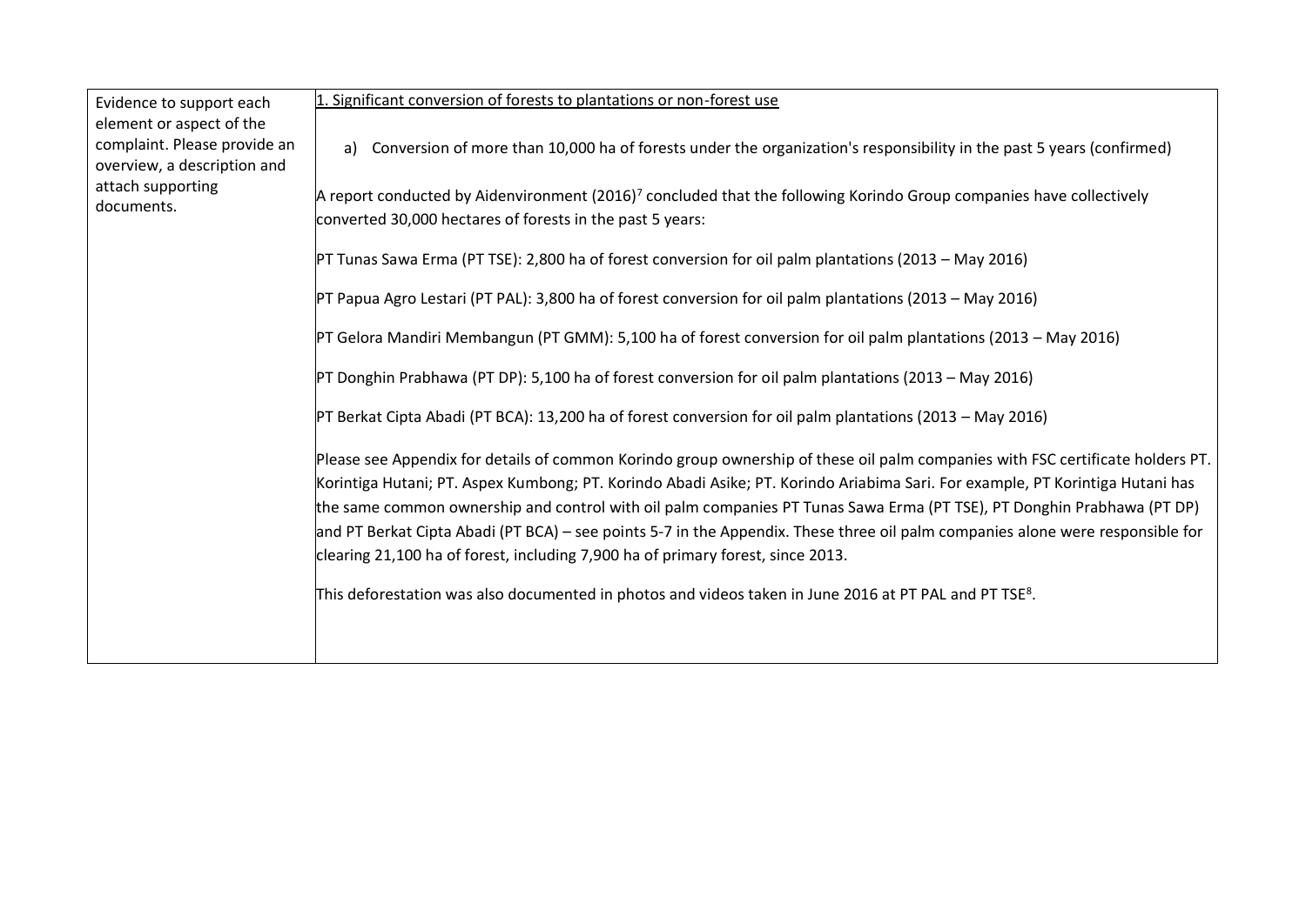| Evidence to support each element or aspect of the complaint. Please provide an overview, a description and attach supporting documents. | 1. Significant conversion of forests to plantations or non-forest use<br><br>a) Conversion of more than 10,000 ha of forests under the organization's responsibility in the past 5 years (confirmed)<br><br>A report conducted by Aidenvironment (2016)[7] concluded that the following Korindo Group companies have collectively converted 30,000 hectares of forests in the past 5 years:<br><br>PT Tunas Sawa Erma (PT TSE): 2,800 ha of forest conversion for oil palm plantations (2013 – May 2016)<br><br>PT Papua Agro Lestari (PT PAL): 3,800 ha of forest conversion for oil palm plantations (2013 – May 2016)<br><br>PT Gelora Mandiri Membangun (PT GMM): 5,100 ha of forest conversion for oil palm plantations (2013 – May 2016)<br><br>PT Donghin Prabhawa (PT DP): 5,100 ha of forest conversion for oil palm plantations (2013 – May 2016)<br><br>PT Berkat Cipta Abadi (PT BCA): 13,200 ha of forest conversion for oil palm plantations (2013 – May 2016)<br><br>Please see Appendix for details of common Korindo group ownership of these oil palm companies with FSC certificate holders PT. Korintiga Hutani; PT. Aspex Kumbong; PT. Korindo Abadi Asike; PT. Korindo Ariabima Sari. For example, PT Korintiga Hutani has the same common ownership and control with oil palm companies PT Tunas Sawa Erma (PT TSE), PT Donghin Prabhawa (PT DP) and PT Berkat Cipta Abadi (PT BCA) – see points 5-7 in the Appendix. These three oil palm companies alone were responsible for clearing 21,100 ha of forest, including 7,900 ha of primary forest, since 2013.<br><br>This deforestation was also documented in photos and videos taken in June 2016 at PT PAL and PT TSE[8]. |
|---|---|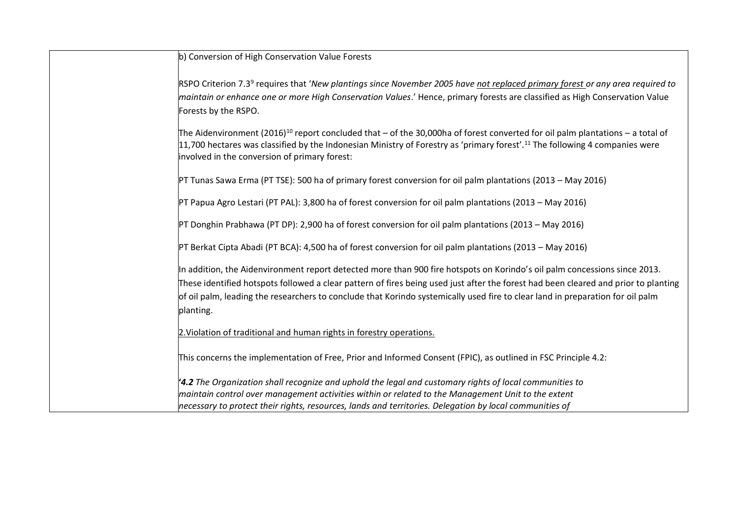b) Conversion of High Conservation Value Forests

RSPO Criterion 7.3[9] requires that '*New plantings since November 2005 have* *not replaced primary forest* *or any area required to maintain or enhance one or more High Conservation Values*.' Hence, primary forests are classified as High Conservation Value Forests by the RSPO.

The Aidenvironment (2016)[10] report concluded that – of the 30,000ha of forest converted for oil palm plantations – a total of 11,700 hectares was classified by the Indonesian Ministry of Forestry as 'primary forest'.[11] The following 4 companies were involved in the conversion of primary forest:

PT Tunas Sawa Erma (PT TSE): 500 ha of primary forest conversion for oil palm plantations (2013 – May 2016)

PT Papua Agro Lestari (PT PAL): 3,800 ha of forest conversion for oil palm plantations (2013 – May 2016)

PT Donghin Prabhawa (PT DP): 2,900 ha of forest conversion for oil palm plantations (2013 – May 2016)

PT Berkat Cipta Abadi (PT BCA): 4,500 ha of forest conversion for oil palm plantations (2013 – May 2016)

In addition, the Aidenvironment report detected more than 900 fire hotspots on Korindo's oil palm concessions since 2013. These identified hotspots followed a clear pattern of fires being used just after the forest had been cleared and prior to planting of oil palm, leading the researchers to conclude that Korindo systemically used fire to clear land in preparation for oil palm planting.

2. Violation of traditional and human rights in forestry operations.

This concerns the implementation of Free, Prior and Informed Consent (FPIC), as outlined in FSC Principle 4.2:

'***4.2*** *The Organization shall recognize and uphold the legal and customary rights of local communities to maintain control over management activities within or related to the Management Unit to the extent necessary to protect their rights, resources, lands and territories. Delegation by local communities of*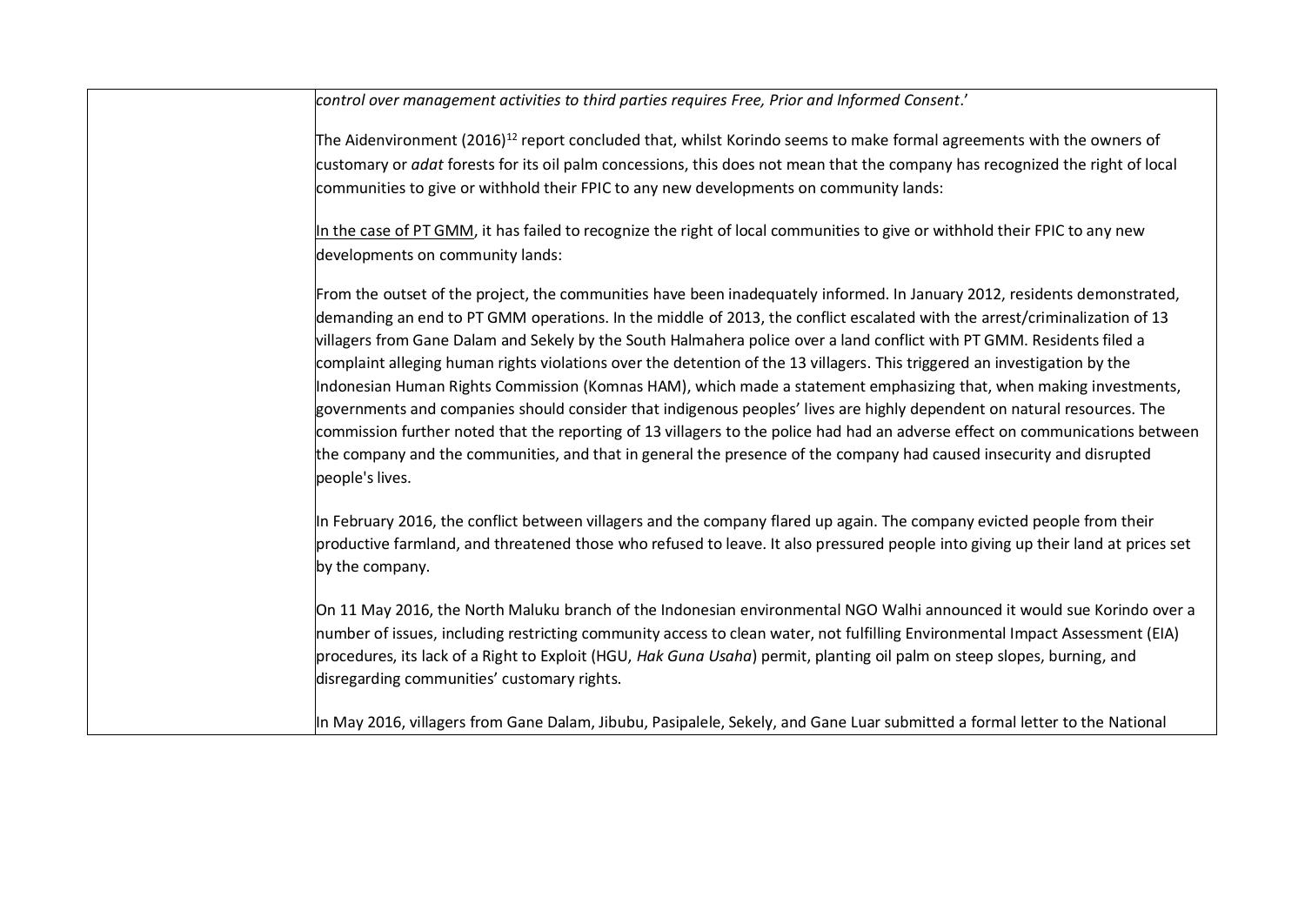| | |
|---|---|
| | *control over management activities to third parties requires Free, Prior and Informed Consent*.'<br><br>The Aidenvironment (2016)[12] report concluded that, whilst Korindo seems to make formal agreements with the owners of customary or *adat* forests for its oil palm concessions, this does not mean that the company has recognized the right of local communities to give or withhold their FPIC to any new developments on community lands:<br><br><u>In the case of PT GMM</u>, it has failed to recognize the right of local communities to give or withhold their FPIC to any new developments on community lands:<br><br>From the outset of the project, the communities have been inadequately informed. In January 2012, residents demonstrated, demanding an end to PT GMM operations. In the middle of 2013, the conflict escalated with the arrest/criminalization of 13 villagers from Gane Dalam and Sekely by the South Halmahera police over a land conflict with PT GMM. Residents filed a complaint alleging human rights violations over the detention of the 13 villagers. This triggered an investigation by the Indonesian Human Rights Commission (Komnas HAM), which made a statement emphasizing that, when making investments, governments and companies should consider that indigenous peoples' lives are highly dependent on natural resources. The commission further noted that the reporting of 13 villagers to the police had had an adverse effect on communications between the company and the communities, and that in general the presence of the company had caused insecurity and disrupted people's lives.<br><br>In February 2016, the conflict between villagers and the company flared up again. The company evicted people from their productive farmland, and threatened those who refused to leave. It also pressured people into giving up their land at prices set by the company.<br><br>On 11 May 2016, the North Maluku branch of the Indonesian environmental NGO Walhi announced it would sue Korindo over a number of issues, including restricting community access to clean water, not fulfilling Environmental Impact Assessment (EIA) procedures, its lack of a Right to Exploit (HGU, *Hak Guna Usaha*) permit, planting oil palm on steep slopes, burning, and disregarding communities' customary rights.<br><br>In May 2016, villagers from Gane Dalam, Jibubu, Pasipalele, Sekely, and Gane Luar submitted a formal letter to the National |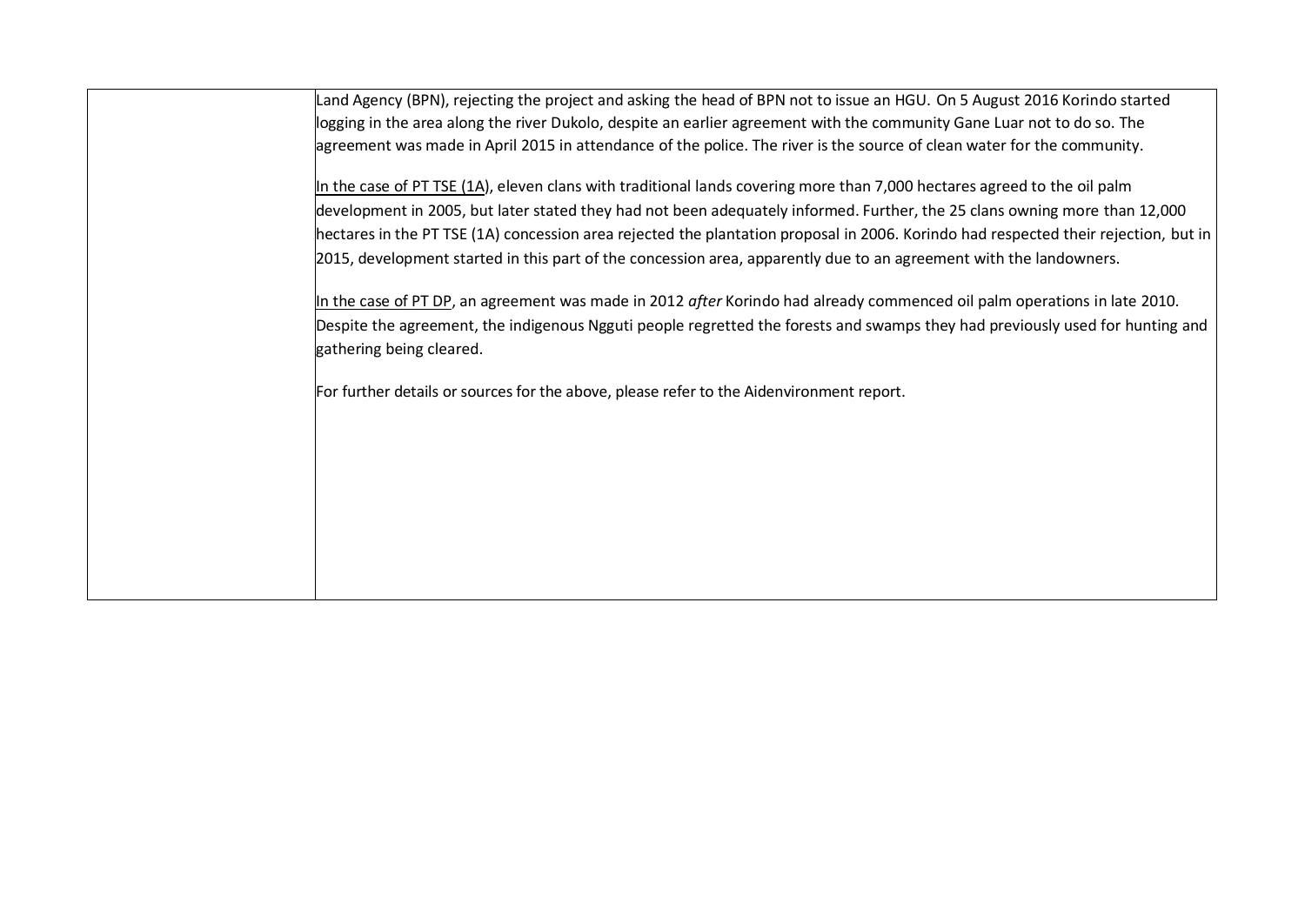| | |
|---|---|
| | Land Agency (BPN), rejecting the project and asking the head of BPN not to issue an HGU. On 5 August 2016 Korindo started logging in the area along the river Dukolo, despite an earlier agreement with the community Gane Luar not to do so. The agreement was made in April 2015 in attendance of the police. The river is the source of clean water for the community.<br><br><u>In the case of PT TSE (1A)</u>, eleven clans with traditional lands covering more than 7,000 hectares agreed to the oil palm development in 2005, but later stated they had not been adequately informed. Further, the 25 clans owning more than 12,000 hectares in the PT TSE (1A) concession area rejected the plantation proposal in 2006. Korindo had respected their rejection, but in 2015, development started in this part of the concession area, apparently due to an agreement with the landowners.<br><br><u>In the case of PT DP</u>, an agreement was made in 2012 *after* Korindo had already commenced oil palm operations in late 2010. Despite the agreement, the indigenous Ngguti people regretted the forests and swamps they had previously used for hunting and gathering being cleared.<br><br>For further details or sources for the above, please refer to the Aidenvironment report. |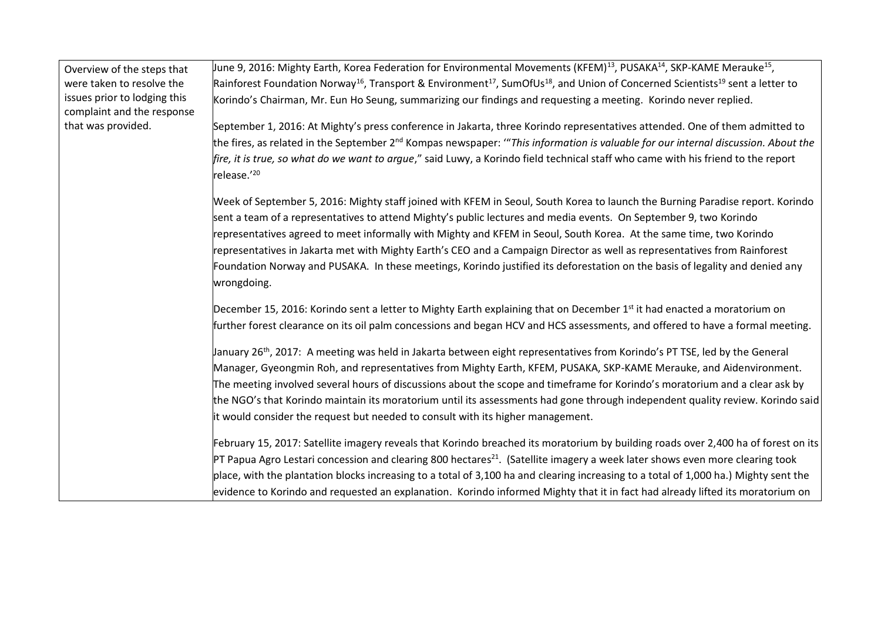| Overview of the steps that were taken to resolve the issues prior to lodging this complaint and the response that was provided. | June 9, 2016: Mighty Earth, Korea Federation for Environmental Movements (KFEM)[13], PUSAKA[14], SKP-KAME Merauke[15], Rainforest Foundation Norway[16], Transport & Environment[17], SumOfUs[18], and Union of Concerned Scientists[19] sent a letter to Korindo's Chairman, Mr. Eun Ho Seung, summarizing our findings and requesting a meeting. Korindo never replied.<br><br>September 1, 2016: At Mighty's press conference in Jakarta, three Korindo representatives attended. One of them admitted to the fires, as related in the September 2[nd] Kompas newspaper: '"*This information is valuable for our internal discussion. About the fire, it is true, so what do we want to argue*," said Luwy, a Korindo field technical staff who came with his friend to the report release.'[20]<br><br>Week of September 5, 2016: Mighty staff joined with KFEM in Seoul, South Korea to launch the Burning Paradise report. Korindo sent a team of a representatives to attend Mighty's public lectures and media events. On September 9, two Korindo representatives agreed to meet informally with Mighty and KFEM in Seoul, South Korea. At the same time, two Korindo representatives in Jakarta met with Mighty Earth's CEO and a Campaign Director as well as representatives from Rainforest Foundation Norway and PUSAKA. In these meetings, Korindo justified its deforestation on the basis of legality and denied any wrongdoing.<br><br>December 15, 2016: Korindo sent a letter to Mighty Earth explaining that on December 1[st] it had enacted a moratorium on further forest clearance on its oil palm concessions and began HCV and HCS assessments, and offered to have a formal meeting.<br><br>January 26[th], 2017: A meeting was held in Jakarta between eight representatives from Korindo's PT TSE, led by the General Manager, Gyeongmin Roh, and representatives from Mighty Earth, KFEM, PUSAKA, SKP-KAME Merauke, and Aidenvironment. The meeting involved several hours of discussions about the scope and timeframe for Korindo's moratorium and a clear ask by the NGO's that Korindo maintain its moratorium until its assessments had gone through independent quality review. Korindo said it would consider the request but needed to consult with its higher management.<br><br>February 15, 2017: Satellite imagery reveals that Korindo breached its moratorium by building roads over 2,400 ha of forest on its PT Papua Agro Lestari concession and clearing 800 hectares[21]. (Satellite imagery a week later shows even more clearing took place, with the plantation blocks increasing to a total of 3,100 ha and clearing increasing to a total of 1,000 ha.) Mighty sent the evidence to Korindo and requested an explanation. Korindo informed Mighty that it in fact had already lifted its moratorium on |
|---|---|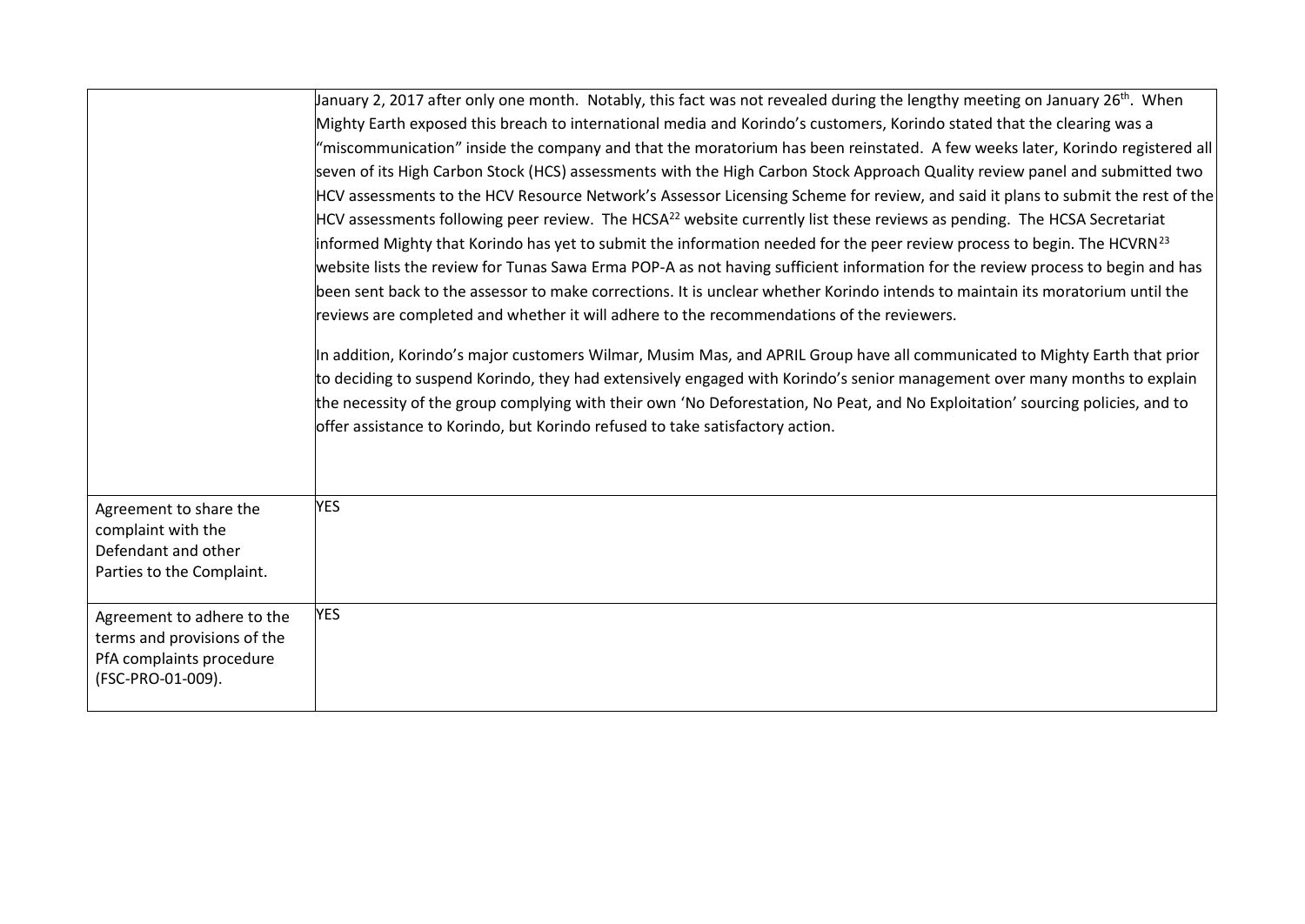| | |
|---|---|
| | January 2, 2017 after only one month. Notably, this fact was not revealed during the lengthy meeting on January 26th. When Mighty Earth exposed this breach to international media and Korindo's customers, Korindo stated that the clearing was a "miscommunication" inside the company and that the moratorium has been reinstated. A few weeks later, Korindo registered all seven of its High Carbon Stock (HCS) assessments with the High Carbon Stock Approach Quality review panel and submitted two HCV assessments to the HCV Resource Network's Assessor Licensing Scheme for review, and said it plans to submit the rest of the HCV assessments following peer review. The HCSA[22] website currently list these reviews as pending. The HCSA Secretariat informed Mighty that Korindo has yet to submit the information needed for the peer review process to begin. The HCVRN[23] website lists the review for Tunas Sawa Erma POP-A as not having sufficient information for the review process to begin and has been sent back to the assessor to make corrections. It is unclear whether Korindo intends to maintain its moratorium until the reviews are completed and whether it will adhere to the recommendations of the reviewers.<br><br>In addition, Korindo's major customers Wilmar, Musim Mas, and APRIL Group have all communicated to Mighty Earth that prior to deciding to suspend Korindo, they had extensively engaged with Korindo's senior management over many months to explain the necessity of the group complying with their own 'No Deforestation, No Peat, and No Exploitation' sourcing policies, and to offer assistance to Korindo, but Korindo refused to take satisfactory action. |
| Agreement to share the complaint with the Defendant and other Parties to the Complaint. | YES |
| Agreement to adhere to the terms and provisions of the PfA complaints procedure (FSC-PRO-01-009). | YES |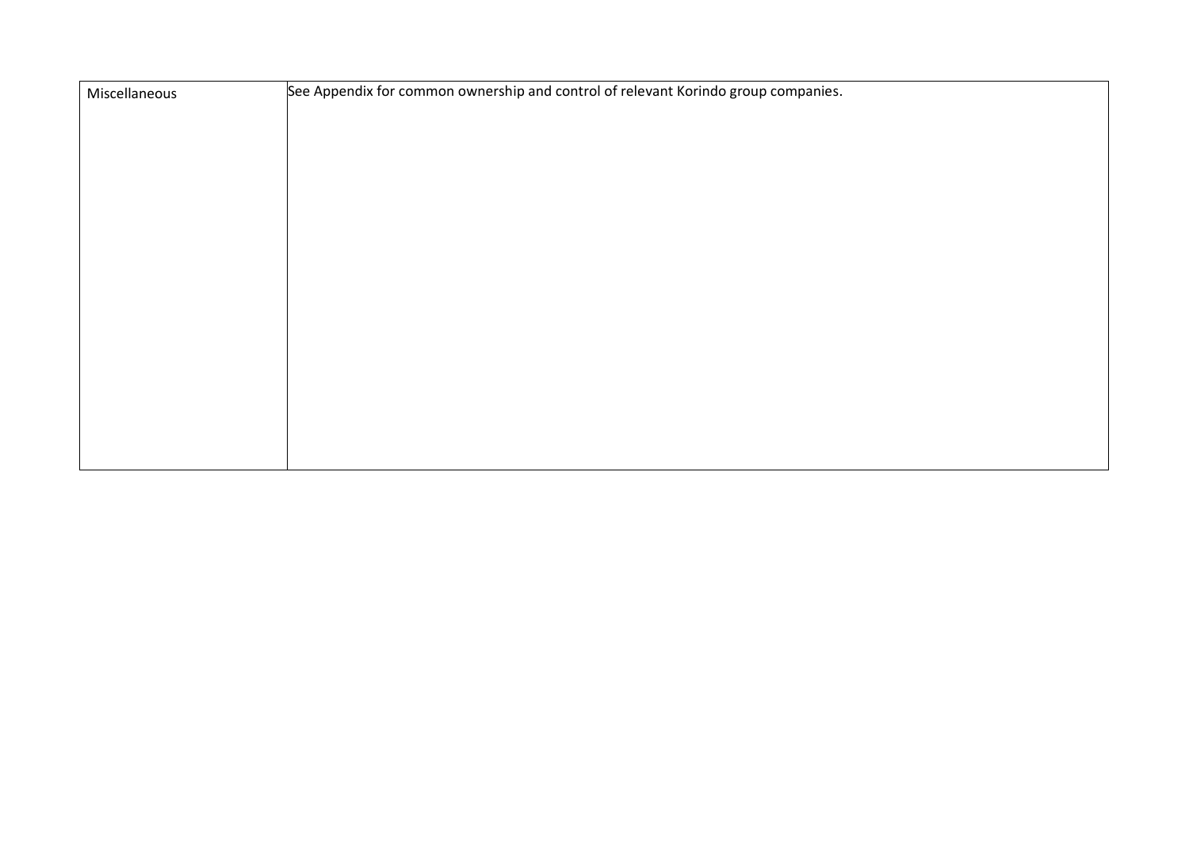| Miscellaneous | See Appendix for common ownership and control of relevant Korindo group companies. |
|---|---|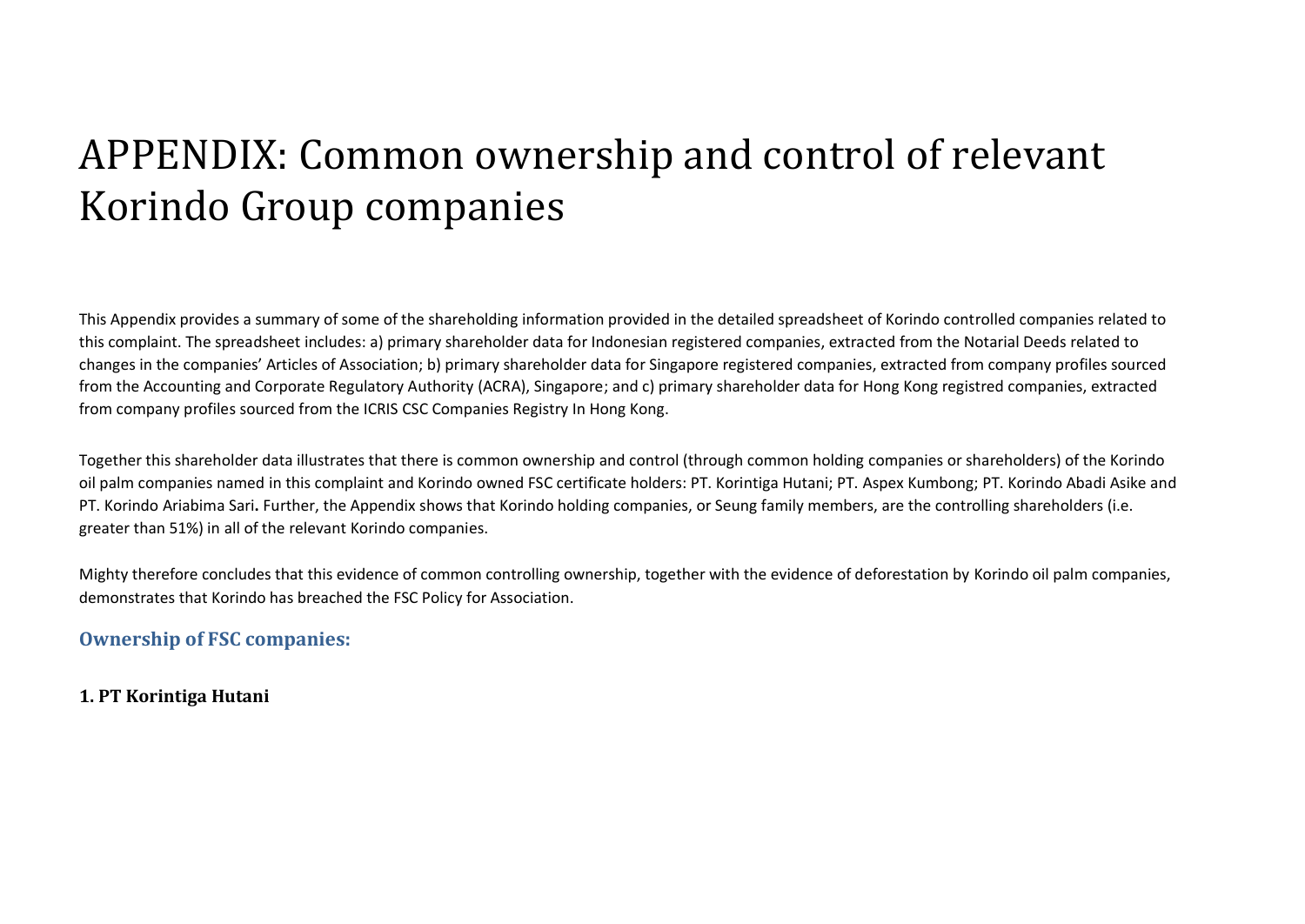# APPENDIX: Common ownership and control of relevant Korindo Group companies

This Appendix provides a summary of some of the shareholding information provided in the detailed spreadsheet of Korindo controlled companies related to this complaint. The spreadsheet includes: a) primary shareholder data for Indonesian registered companies, extracted from the Notarial Deeds related to changes in the companies' Articles of Association; b) primary shareholder data for Singapore registered companies, extracted from company profiles sourced from the Accounting and Corporate Regulatory Authority (ACRA), Singapore; and c) primary shareholder data for Hong Kong registred companies, extracted from company profiles sourced from the ICRIS CSC Companies Registry In Hong Kong.

Together this shareholder data illustrates that there is common ownership and control (through common holding companies or shareholders) of the Korindo oil palm companies named in this complaint and Korindo owned FSC certificate holders: PT. Korintiga Hutani; PT. Aspex Kumbong; PT. Korindo Abadi Asike and PT. Korindo Ariabima Sari**.** Further, the Appendix shows that Korindo holding companies, or Seung family members, are the controlling shareholders (i.e. greater than 51%) in all of the relevant Korindo companies.

Mighty therefore concludes that this evidence of common controlling ownership, together with the evidence of deforestation by Korindo oil palm companies, demonstrates that Korindo has breached the FSC Policy for Association.

## Ownership of FSC companies:

**1. PT Korintiga Hutani**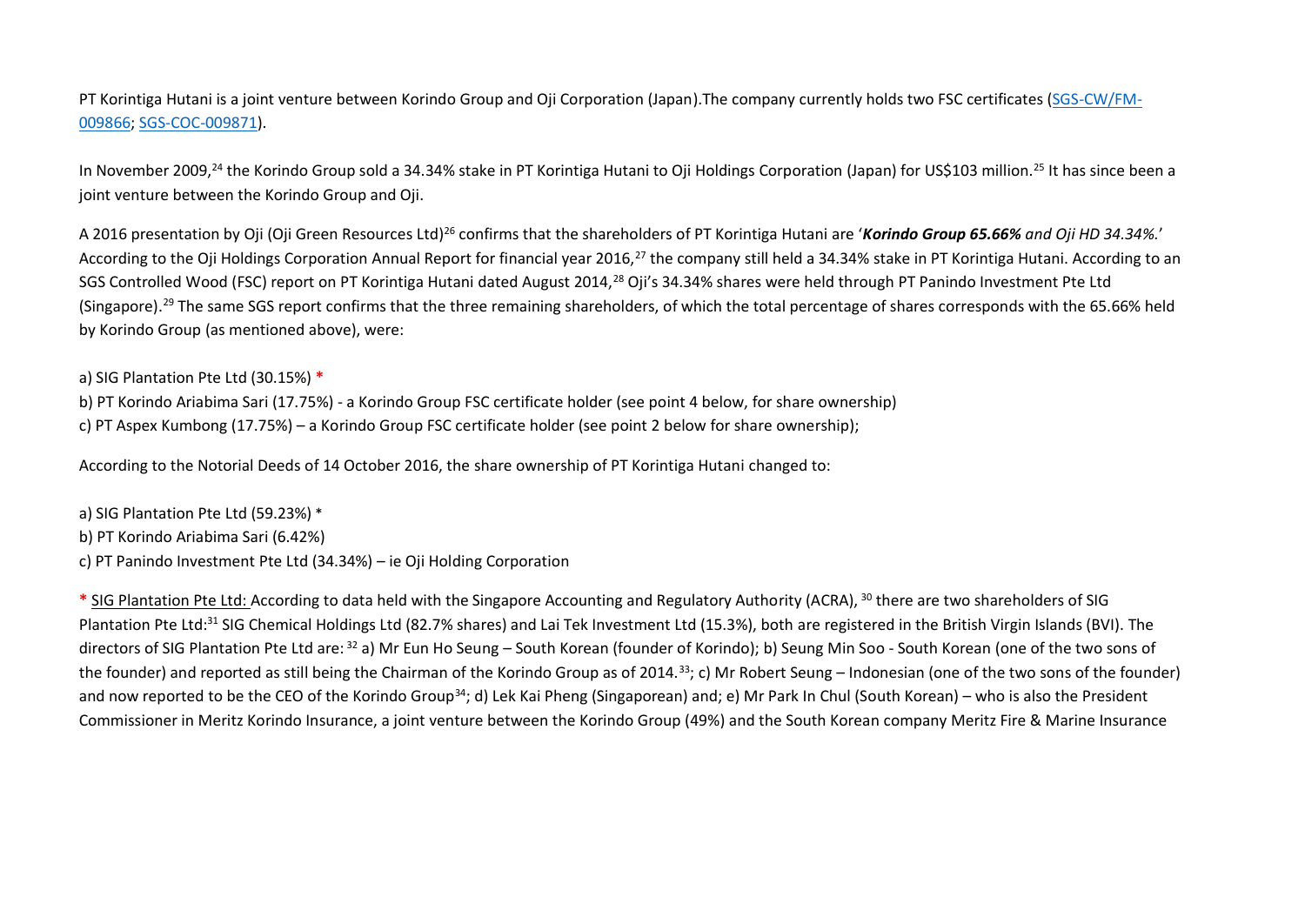PT Korintiga Hutani is a joint venture between Korindo Group and Oji Corporation (Japan).The company currently holds two FSC certificates ([SGS-CW/FM-009866](); [SGS-COC-009871]()).

In November 2009,[24] the Korindo Group sold a 34.34% stake in PT Korintiga Hutani to Oji Holdings Corporation (Japan) for US$103 million.[25] It has since been a joint venture between the Korindo Group and Oji.

A 2016 presentation by Oji (Oji Green Resources Ltd)[26] confirms that the shareholders of PT Korintiga Hutani are '***Korindo Group 65.66%** and Oji HD 34.34%.*' According to the Oji Holdings Corporation Annual Report for financial year 2016,[27] the company still held a 34.34% stake in PT Korintiga Hutani. According to an SGS Controlled Wood (FSC) report on PT Korintiga Hutani dated August 2014,[28] Oji's 34.34% shares were held through PT Panindo Investment Pte Ltd (Singapore).[29] The same SGS report confirms that the three remaining shareholders, of which the total percentage of shares corresponds with the 65.66% held by Korindo Group (as mentioned above), were:

a) SIG Plantation Pte Ltd (30.15%) *
b) PT Korindo Ariabima Sari (17.75%) - a Korindo Group FSC certificate holder (see point 4 below, for share ownership)
c) PT Aspex Kumbong (17.75%) – a Korindo Group FSC certificate holder (see point 2 below for share ownership);

According to the Notorial Deeds of 14 October 2016, the share ownership of PT Korintiga Hutani changed to:

a) SIG Plantation Pte Ltd (59.23%) *
b) PT Korindo Ariabima Sari (6.42%)
c) PT Panindo Investment Pte Ltd (34.34%) – ie Oji Holding Corporation

* SIG Plantation Pte Ltd: According to data held with the Singapore Accounting and Regulatory Authority (ACRA), [30] there are two shareholders of SIG Plantation Pte Ltd:[31] SIG Chemical Holdings Ltd (82.7% shares) and Lai Tek Investment Ltd (15.3%), both are registered in the British Virgin Islands (BVI). The directors of SIG Plantation Pte Ltd are: [32] a) Mr Eun Ho Seung – South Korean (founder of Korindo); b) Seung Min Soo - South Korean (one of the two sons of the founder) and reported as still being the Chairman of the Korindo Group as of 2014.[33]; c) Mr Robert Seung – Indonesian (one of the two sons of the founder) and now reported to be the CEO of the Korindo Group[34]; d) Lek Kai Pheng (Singaporean) and; e) Mr Park In Chul (South Korean) – who is also the President Commissioner in Meritz Korindo Insurance, a joint venture between the Korindo Group (49%) and the South Korean company Meritz Fire & Marine Insurance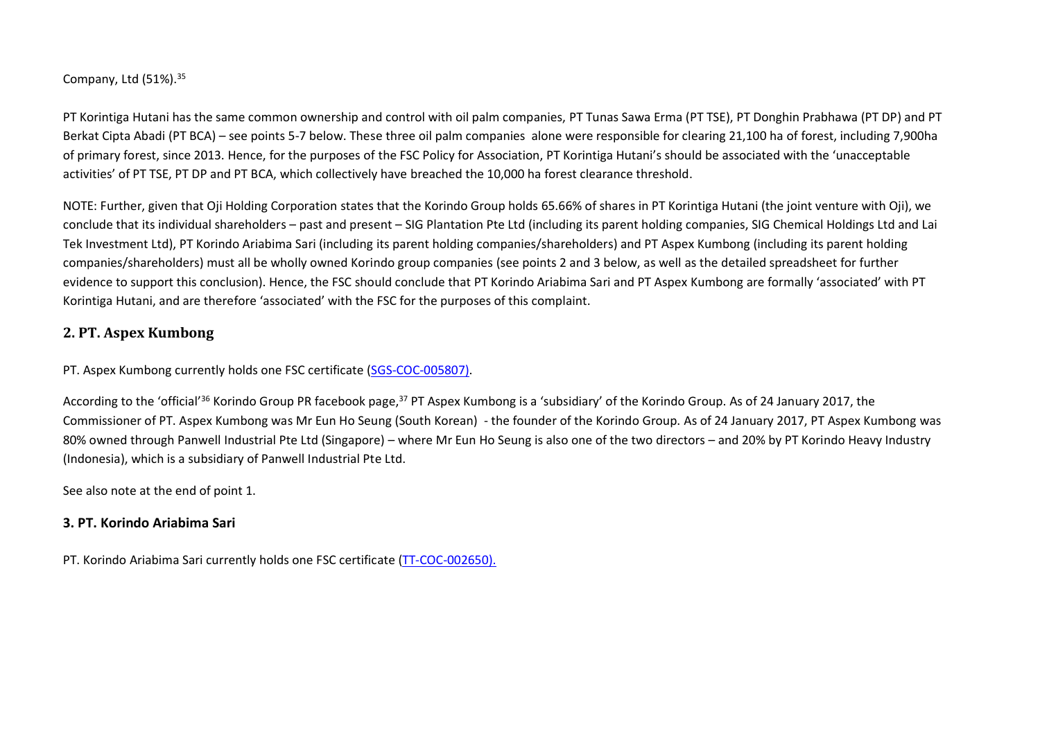Company, Ltd (51%).[35]

PT Korintiga Hutani has the same common ownership and control with oil palm companies, PT Tunas Sawa Erma (PT TSE), PT Donghin Prabhawa (PT DP) and PT Berkat Cipta Abadi (PT BCA) – see points 5-7 below. These three oil palm companies alone were responsible for clearing 21,100 ha of forest, including 7,900ha of primary forest, since 2013. Hence, for the purposes of the FSC Policy for Association, PT Korintiga Hutani's should be associated with the 'unacceptable activities' of PT TSE, PT DP and PT BCA, which collectively have breached the 10,000 ha forest clearance threshold.

NOTE: Further, given that Oji Holding Corporation states that the Korindo Group holds 65.66% of shares in PT Korintiga Hutani (the joint venture with Oji), we conclude that its individual shareholders – past and present – SIG Plantation Pte Ltd (including its parent holding companies, SIG Chemical Holdings Ltd and Lai Tek Investment Ltd), PT Korindo Ariabima Sari (including its parent holding companies/shareholders) and PT Aspex Kumbong (including its parent holding companies/shareholders) must all be wholly owned Korindo group companies (see points 2 and 3 below, as well as the detailed spreadsheet for further evidence to support this conclusion). Hence, the FSC should conclude that PT Korindo Ariabima Sari and PT Aspex Kumbong are formally 'associated' with PT Korintiga Hutani, and are therefore 'associated' with the FSC for the purposes of this complaint.

## 2. PT. Aspex Kumbong

PT. Aspex Kumbong currently holds one FSC certificate (SGS-COC-005807).

According to the 'official'[36] Korindo Group PR facebook page,[37] PT Aspex Kumbong is a 'subsidiary' of the Korindo Group. As of 24 January 2017, the Commissioner of PT. Aspex Kumbong was Mr Eun Ho Seung (South Korean) - the founder of the Korindo Group. As of 24 January 2017, PT Aspex Kumbong was 80% owned through Panwell Industrial Pte Ltd (Singapore) – where Mr Eun Ho Seung is also one of the two directors – and 20% by PT Korindo Heavy Industry (Indonesia), which is a subsidiary of Panwell Industrial Pte Ltd.

See also note at the end of point 1.

### 3. PT. Korindo Ariabima Sari

PT. Korindo Ariabima Sari currently holds one FSC certificate (TT-COC-002650).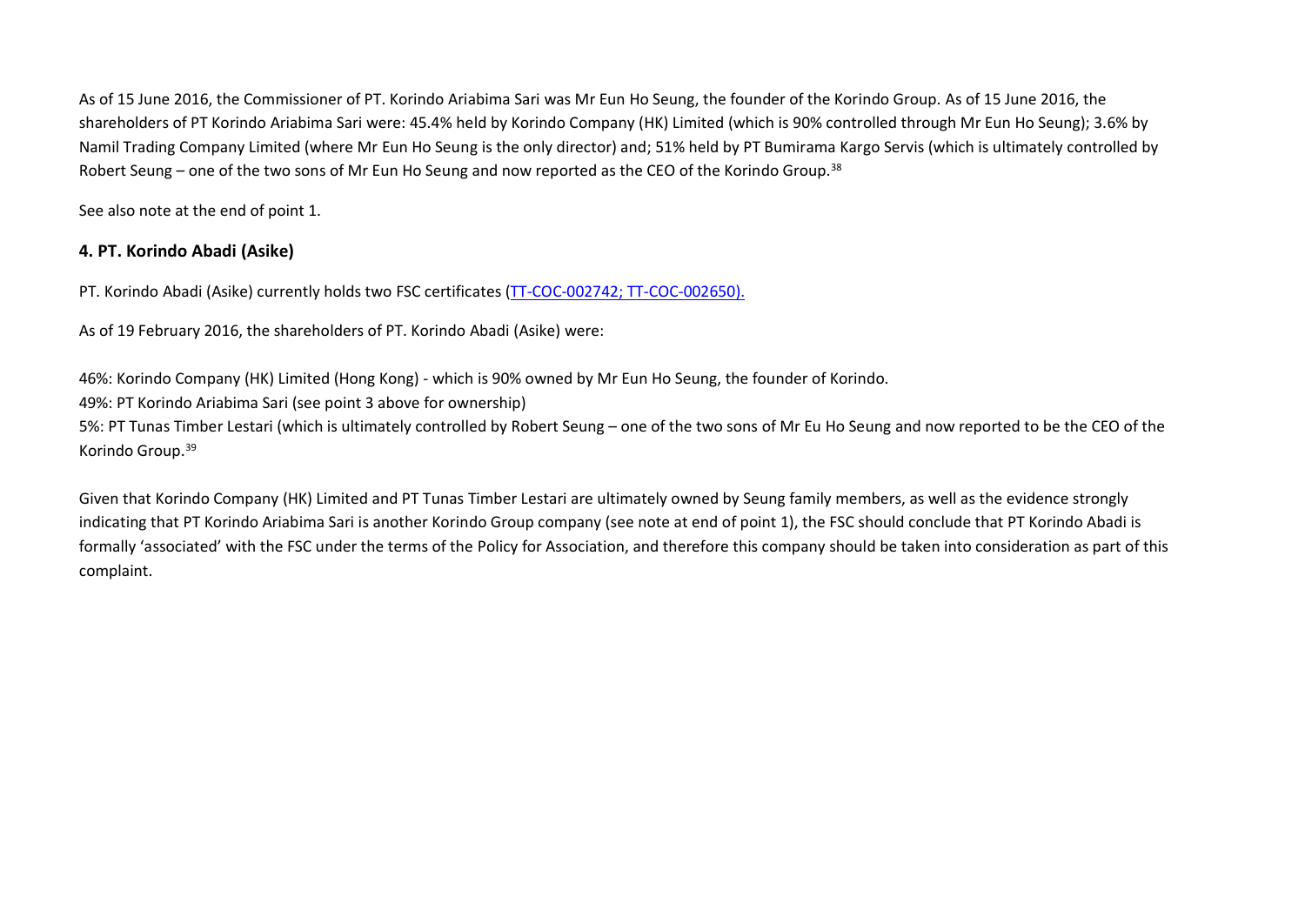As of 15 June 2016, the Commissioner of PT. Korindo Ariabima Sari was Mr Eun Ho Seung, the founder of the Korindo Group. As of 15 June 2016, the shareholders of PT Korindo Ariabima Sari were: 45.4% held by Korindo Company (HK) Limited (which is 90% controlled through Mr Eun Ho Seung); 3.6% by Namil Trading Company Limited (where Mr Eun Ho Seung is the only director) and; 51% held by PT Bumirama Kargo Servis (which is ultimately controlled by Robert Seung – one of the two sons of Mr Eun Ho Seung and now reported as the CEO of the Korindo Group.[38]

See also note at the end of point 1.

## 4. PT. Korindo Abadi (Asike)

PT. Korindo Abadi (Asike) currently holds two FSC certificates (TT-COC-002742; TT-COC-002650).

As of 19 February 2016, the shareholders of PT. Korindo Abadi (Asike) were:

46%: Korindo Company (HK) Limited (Hong Kong) - which is 90% owned by Mr Eun Ho Seung, the founder of Korindo.
49%: PT Korindo Ariabima Sari (see point 3 above for ownership)
5%: PT Tunas Timber Lestari (which is ultimately controlled by Robert Seung – one of the two sons of Mr Eu Ho Seung and now reported to be the CEO of the Korindo Group.[39]

Given that Korindo Company (HK) Limited and PT Tunas Timber Lestari are ultimately owned by Seung family members, as well as the evidence strongly indicating that PT Korindo Ariabima Sari is another Korindo Group company (see note at end of point 1), the FSC should conclude that PT Korindo Abadi is formally 'associated' with the FSC under the terms of the Policy for Association, and therefore this company should be taken into consideration as part of this complaint.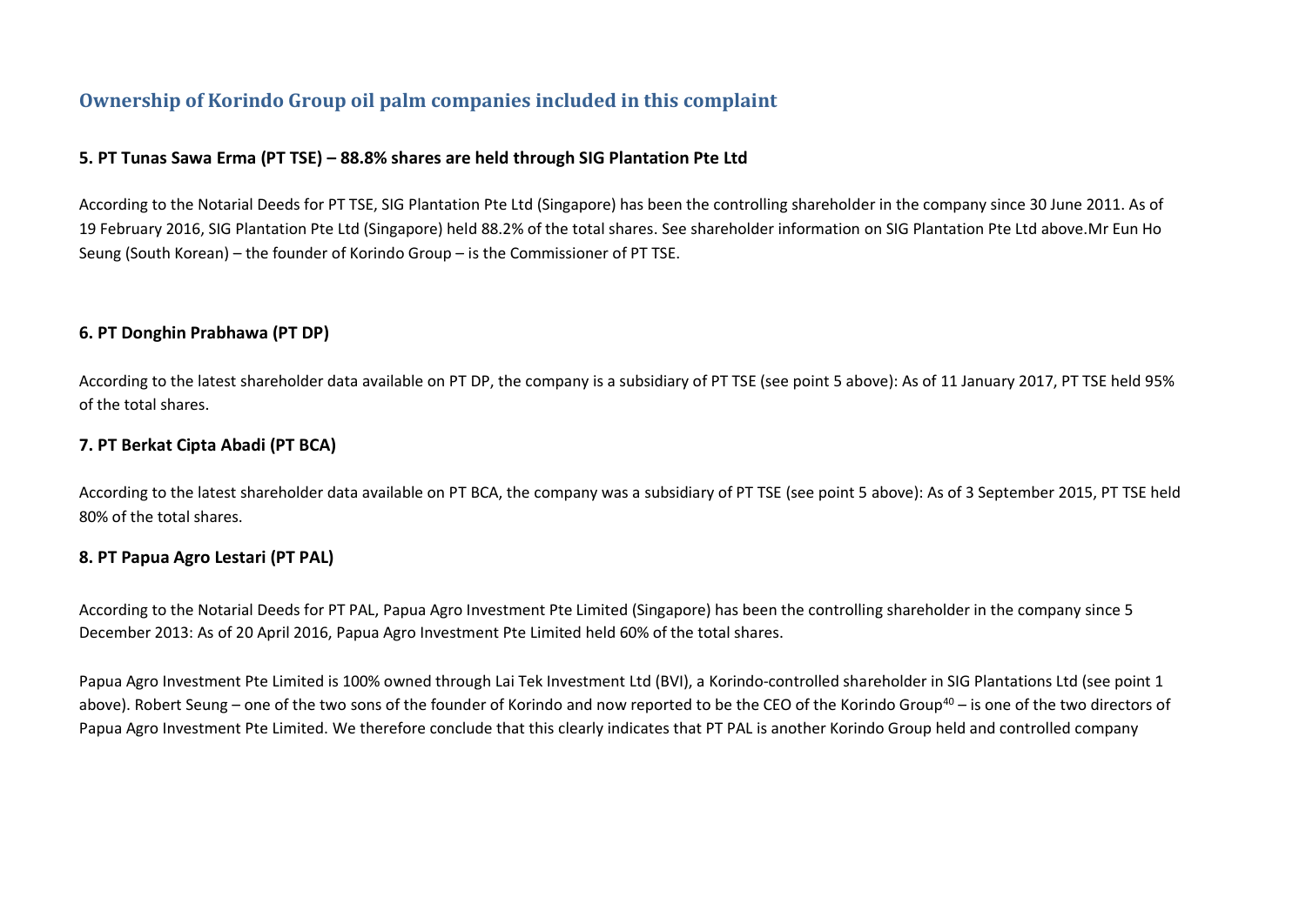## Ownership of Korindo Group oil palm companies included in this complaint

### 5. PT Tunas Sawa Erma (PT TSE) – 88.8% shares are held through SIG Plantation Pte Ltd

According to the Notarial Deeds for PT TSE, SIG Plantation Pte Ltd (Singapore) has been the controlling shareholder in the company since 30 June 2011. As of 19 February 2016, SIG Plantation Pte Ltd (Singapore) held 88.2% of the total shares. See shareholder information on SIG Plantation Pte Ltd above.Mr Eun Ho Seung (South Korean) – the founder of Korindo Group – is the Commissioner of PT TSE.

### 6. PT Donghin Prabhawa (PT DP)

According to the latest shareholder data available on PT DP, the company is a subsidiary of PT TSE (see point 5 above): As of 11 January 2017, PT TSE held 95% of the total shares.

### 7. PT Berkat Cipta Abadi (PT BCA)

According to the latest shareholder data available on PT BCA, the company was a subsidiary of PT TSE (see point 5 above): As of 3 September 2015, PT TSE held 80% of the total shares.

### 8. PT Papua Agro Lestari (PT PAL)

According to the Notarial Deeds for PT PAL, Papua Agro Investment Pte Limited (Singapore) has been the controlling shareholder in the company since 5 December 2013: As of 20 April 2016, Papua Agro Investment Pte Limited held 60% of the total shares.

Papua Agro Investment Pte Limited is 100% owned through Lai Tek Investment Ltd (BVI), a Korindo-controlled shareholder in SIG Plantations Ltd (see point 1 above). Robert Seung – one of the two sons of the founder of Korindo and now reported to be the CEO of the Korindo Group[40] – is one of the two directors of Papua Agro Investment Pte Limited. We therefore conclude that this clearly indicates that PT PAL is another Korindo Group held and controlled company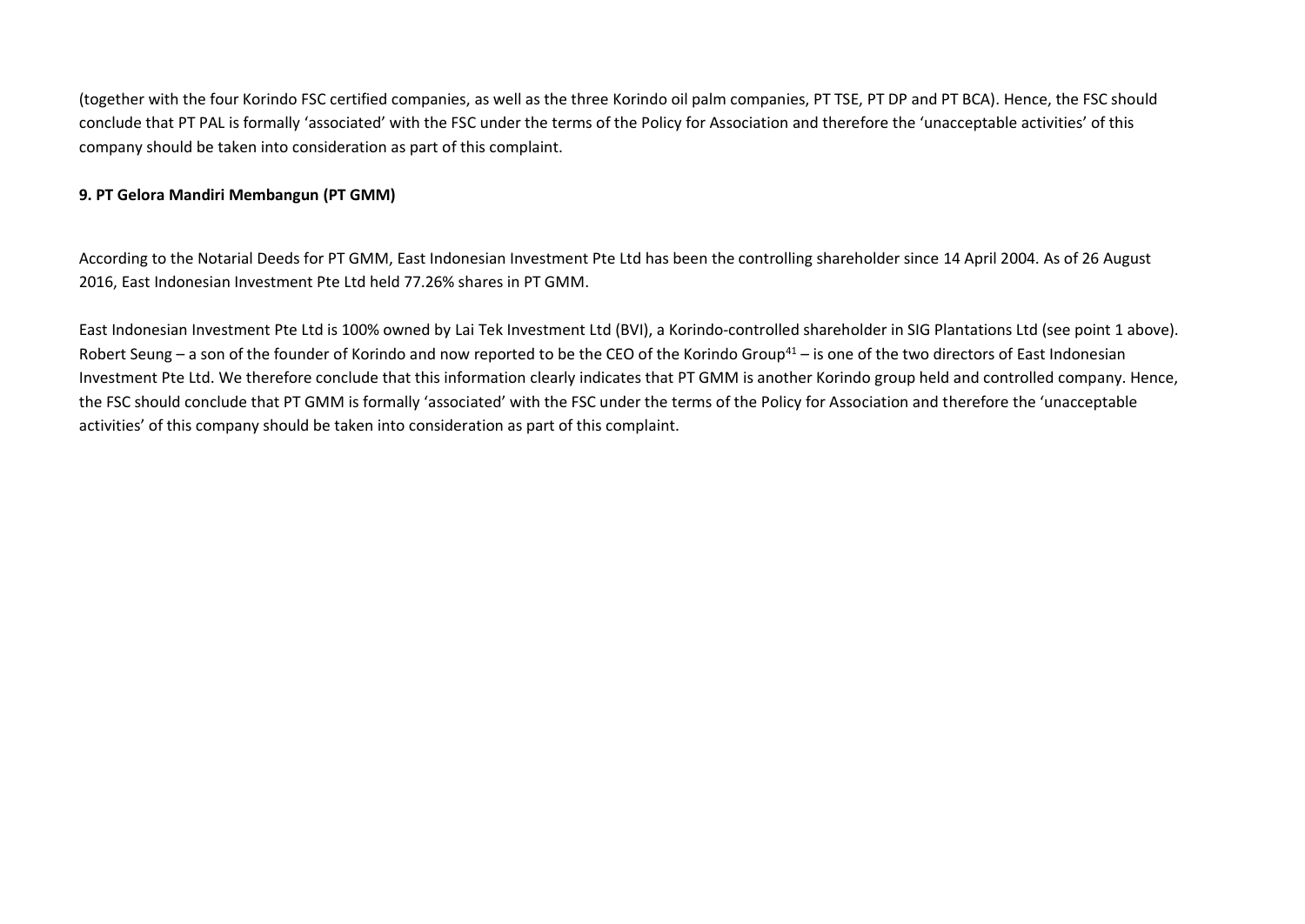(together with the four Korindo FSC certified companies, as well as the three Korindo oil palm companies, PT TSE, PT DP and PT BCA). Hence, the FSC should conclude that PT PAL is formally 'associated' with the FSC under the terms of the Policy for Association and therefore the 'unacceptable activities' of this company should be taken into consideration as part of this complaint.

**9. PT Gelora Mandiri Membangun (PT GMM)**

According to the Notarial Deeds for PT GMM, East Indonesian Investment Pte Ltd has been the controlling shareholder since 14 April 2004. As of 26 August 2016, East Indonesian Investment Pte Ltd held 77.26% shares in PT GMM.

East Indonesian Investment Pte Ltd is 100% owned by Lai Tek Investment Ltd (BVI), a Korindo-controlled shareholder in SIG Plantations Ltd (see point 1 above). Robert Seung – a son of the founder of Korindo and now reported to be the CEO of the Korindo Group[41] – is one of the two directors of East Indonesian Investment Pte Ltd. We therefore conclude that this information clearly indicates that PT GMM is another Korindo group held and controlled company. Hence, the FSC should conclude that PT GMM is formally 'associated' with the FSC under the terms of the Policy for Association and therefore the 'unacceptable activities' of this company should be taken into consideration as part of this complaint.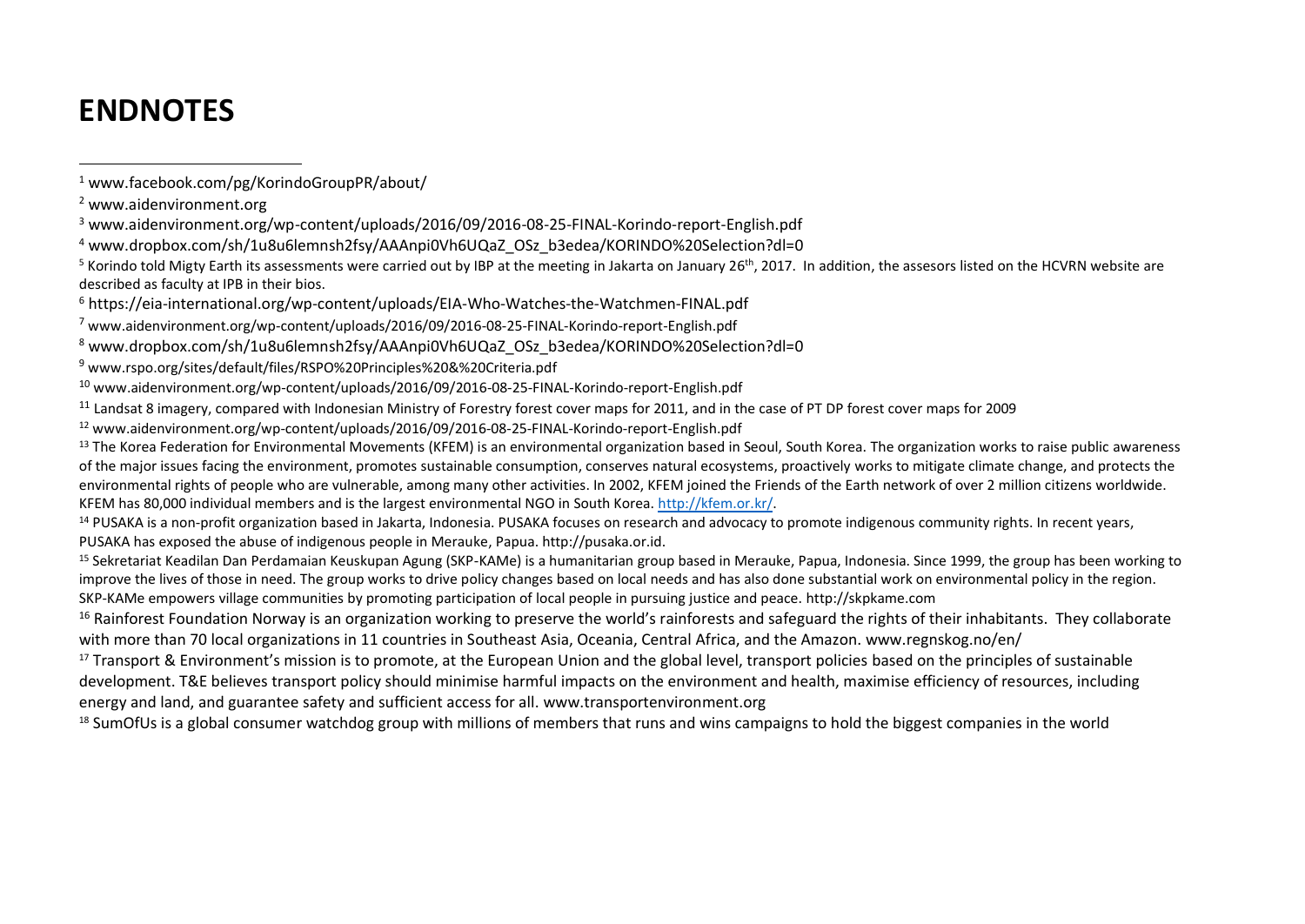# ENDNOTES

[1] www.facebook.com/pg/KorindoGroupPR/about/

[2] www.aidenvironment.org

[3] www.aidenvironment.org/wp-content/uploads/2016/09/2016-08-25-FINAL-Korindo-report-English.pdf

[4] www.dropbox.com/sh/1u8u6lemnsh2fsy/AAAnpi0Vh6UQaZ_OSz_b3edea/KORINDO%20Selection?dl=0

[5] Korindo told Migty Earth its assessments were carried out by IBP at the meeting in Jakarta on January 26th, 2017. In addition, the assesors listed on the HCVRN website are described as faculty at IPB in their bios.

[6] https://eia-international.org/wp-content/uploads/EIA-Who-Watches-the-Watchmen-FINAL.pdf

[7] www.aidenvironment.org/wp-content/uploads/2016/09/2016-08-25-FINAL-Korindo-report-English.pdf

[8] www.dropbox.com/sh/1u8u6lemnsh2fsy/AAAnpi0Vh6UQaZ_OSz_b3edea/KORINDO%20Selection?dl=0

[9] www.rspo.org/sites/default/files/RSPO%20Principles%20&%20Criteria.pdf

[10] www.aidenvironment.org/wp-content/uploads/2016/09/2016-08-25-FINAL-Korindo-report-English.pdf

[11] Landsat 8 imagery, compared with Indonesian Ministry of Forestry forest cover maps for 2011, and in the case of PT DP forest cover maps for 2009

[12] www.aidenvironment.org/wp-content/uploads/2016/09/2016-08-25-FINAL-Korindo-report-English.pdf

[13] The Korea Federation for Environmental Movements (KFEM) is an environmental organization based in Seoul, South Korea. The organization works to raise public awareness of the major issues facing the environment, promotes sustainable consumption, conserves natural ecosystems, proactively works to mitigate climate change, and protects the environmental rights of people who are vulnerable, among many other activities. In 2002, KFEM joined the Friends of the Earth network of over 2 million citizens worldwide. KFEM has 80,000 individual members and is the largest environmental NGO in South Korea. http://kfem.or.kr/.

[14] PUSAKA is a non-profit organization based in Jakarta, Indonesia. PUSAKA focuses on research and advocacy to promote indigenous community rights. In recent years, PUSAKA has exposed the abuse of indigenous people in Merauke, Papua. http://pusaka.or.id.

[15] Sekretariat Keadilan Dan Perdamaian Keuskupan Agung (SKP-KAMe) is a humanitarian group based in Merauke, Papua, Indonesia. Since 1999, the group has been working to improve the lives of those in need. The group works to drive policy changes based on local needs and has also done substantial work on environmental policy in the region. SKP-KAMe empowers village communities by promoting participation of local people in pursuing justice and peace. http://skpkame.com

[16] Rainforest Foundation Norway is an organization working to preserve the world's rainforests and safeguard the rights of their inhabitants. They collaborate with more than 70 local organizations in 11 countries in Southeast Asia, Oceania, Central Africa, and the Amazon. www.regnskog.no/en/

[17] Transport & Environment's mission is to promote, at the European Union and the global level, transport policies based on the principles of sustainable development. T&E believes transport policy should minimise harmful impacts on the environment and health, maximise efficiency of resources, including energy and land, and guarantee safety and sufficient access for all. www.transportenvironment.org

[18] SumOfUs is a global consumer watchdog group with millions of members that runs and wins campaigns to hold the biggest companies in the world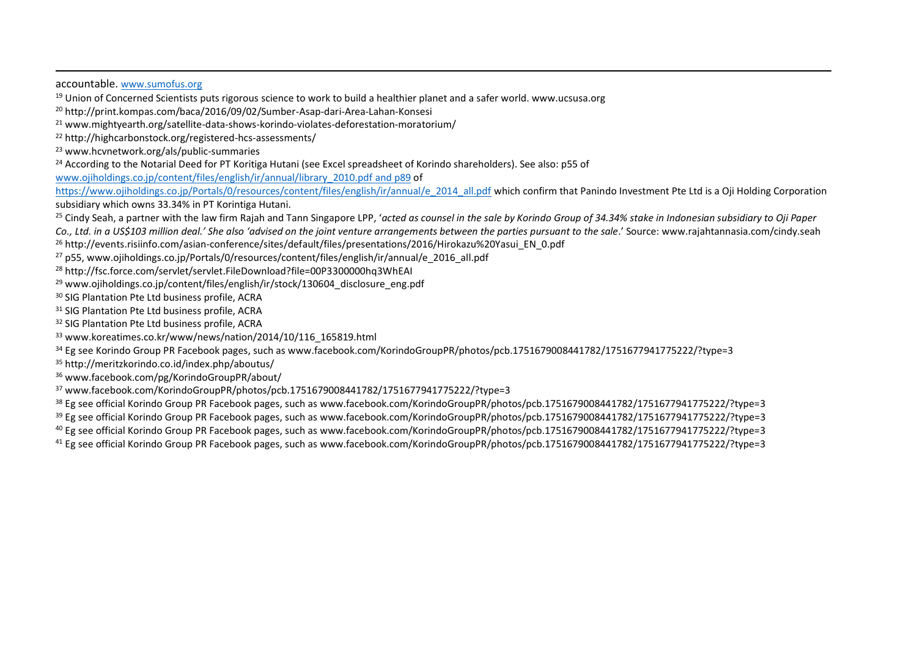accountable. www.sumofus.org

[19] Union of Concerned Scientists puts rigorous science to work to build a healthier planet and a safer world. www.ucsusa.org

[20] http://print.kompas.com/baca/2016/09/02/Sumber-Asap-dari-Area-Lahan-Konsesi

[21] www.mightyearth.org/satellite-data-shows-korindo-violates-deforestation-moratorium/

[22] http://highcarbonstock.org/registered-hcs-assessments/

[23] www.hcvnetwork.org/als/public-summaries

[24] According to the Notarial Deed for PT Koritiga Hutani (see Excel spreadsheet of Korindo shareholders). See also: p55 of www.ojiholdings.co.jp/content/files/english/ir/annual/library_2010.pdf and p89 of https://www.ojiholdings.co.jp/Portals/0/resources/content/files/english/ir/annual/e_2014_all.pdf which confirm that Panindo Investment Pte Ltd is a Oji Holding Corporation subsidiary which owns 33.34% in PT Korintiga Hutani.

[25] Cindy Seah, a partner with the law firm Rajah and Tann Singapore LPP, '*acted as counsel in the sale by Korindo Group of 34.34% stake in Indonesian subsidiary to Oji Paper Co., Ltd. in a US$103 million deal.' She also 'advised on the joint venture arrangements between the parties pursuant to the sale*.' Source: www.rajahtannasia.com/cindy.seah

[26] http://events.risiinfo.com/asian-conference/sites/default/files/presentations/2016/Hirokazu%20Yasui_EN_0.pdf

[27] p55, www.ojiholdings.co.jp/Portals/0/resources/content/files/english/ir/annual/e_2016_all.pdf

[28] http://fsc.force.com/servlet/servlet.FileDownload?file=00P3300000hq3WhEAI

[29] www.ojiholdings.co.jp/content/files/english/ir/stock/130604_disclosure_eng.pdf

[30] SIG Plantation Pte Ltd business profile, ACRA

[31] SIG Plantation Pte Ltd business profile, ACRA

[32] SIG Plantation Pte Ltd business profile, ACRA

[33] www.koreatimes.co.kr/www/news/nation/2014/10/116_165819.html

[34] Eg see Korindo Group PR Facebook pages, such as www.facebook.com/KorindoGroupPR/photos/pcb.1751679008441782/1751677941775222/?type=3

[35] http://meritzkorindo.co.id/index.php/aboutus/

[36] www.facebook.com/pg/KorindoGroupPR/about/

[37] www.facebook.com/KorindoGroupPR/photos/pcb.1751679008441782/1751677941775222/?type=3

[38] Eg see official Korindo Group PR Facebook pages, such as www.facebook.com/KorindoGroupPR/photos/pcb.1751679008441782/1751677941775222/?type=3

[39] Eg see official Korindo Group PR Facebook pages, such as www.facebook.com/KorindoGroupPR/photos/pcb.1751679008441782/1751677941775222/?type=3

[40] Eg see official Korindo Group PR Facebook pages, such as www.facebook.com/KorindoGroupPR/photos/pcb.1751679008441782/1751677941775222/?type=3

[41] Eg see official Korindo Group PR Facebook pages, such as www.facebook.com/KorindoGroupPR/photos/pcb.1751679008441782/1751677941775222/?type=3